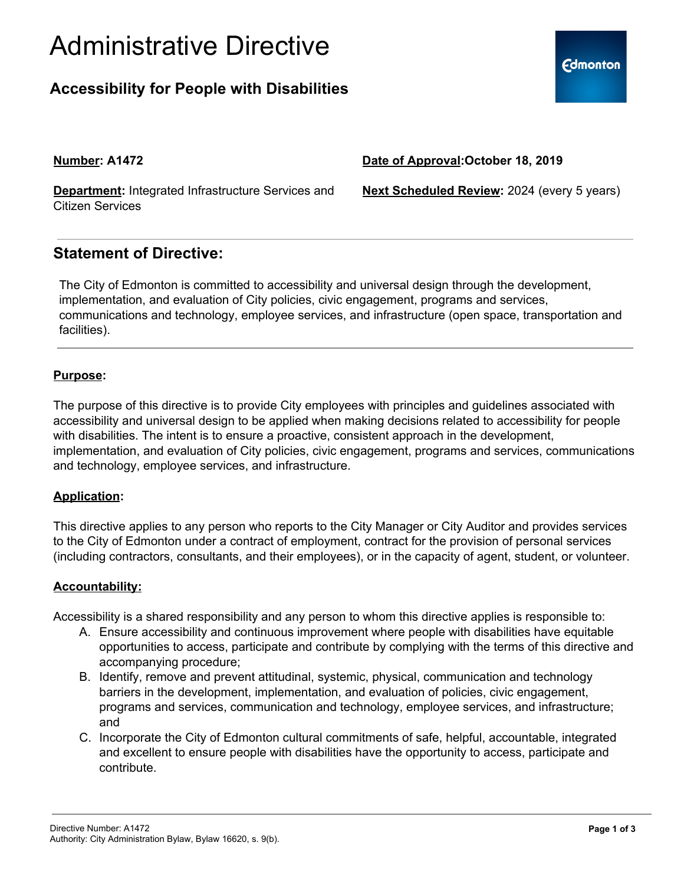# Administrative Directive

## Accessibility for People with Disabilities

**Number: A1472**

**Date of Approval: October 18, 2019**

**Department:** Integrated Infrastructure Services and Citizen Services

**Next Scheduled Review:** 2024 (every 5 years)

## Statement of Directive:

The City of Edmonton is committed to accessibility and universal design through the development, implementation, and evaluation of City policies, civic engagement, programs and services, communications and technology, employee services, and infrastructure (open space, transportation and facilities).

**Purpose:**

The purpose of this directive is to provide City employees with principles and guidelines associated with accessibility and universal design to be applied when making decisions related to accessibility for people with disabilities. The intent is to ensure a proactive, consistent approach in the development, implementation, and evaluation of City policies, civic engagement, programs and services, communications and technology, employee services, and infrastructure.

**Application:**

This directive applies to any person who reports to the City Manager or City Auditor and provides services to the City of Edmonton under a contract of employment, contract for the provision of personal services (including contractors, consultants, and their employees), or in the capacity of agent, student, or volunteer.

**Accountability:**

Accessibility is a shared responsibility and any person to whom this directive applies is responsible to:

A. Ensure accessibility and continuous improvement where people with disabilities have equitable opportunities to access, participate and contribute by complying with the terms of this directive and accompanying procedure;
B. Identify, remove and prevent attitudinal, systemic, physical, communication and technology barriers in the development, implementation, and evaluation of policies, civic engagement, programs and services, communication and technology, employee services, and infrastructure; and
C. Incorporate the City of Edmonton cultural commitments of safe, helpful, accountable, integrated and excellent to ensure people with disabilities have the opportunity to access, participate and contribute.

Directive Number: A1472
Authority: City Administration Bylaw, Bylaw 16620, s. 9(b).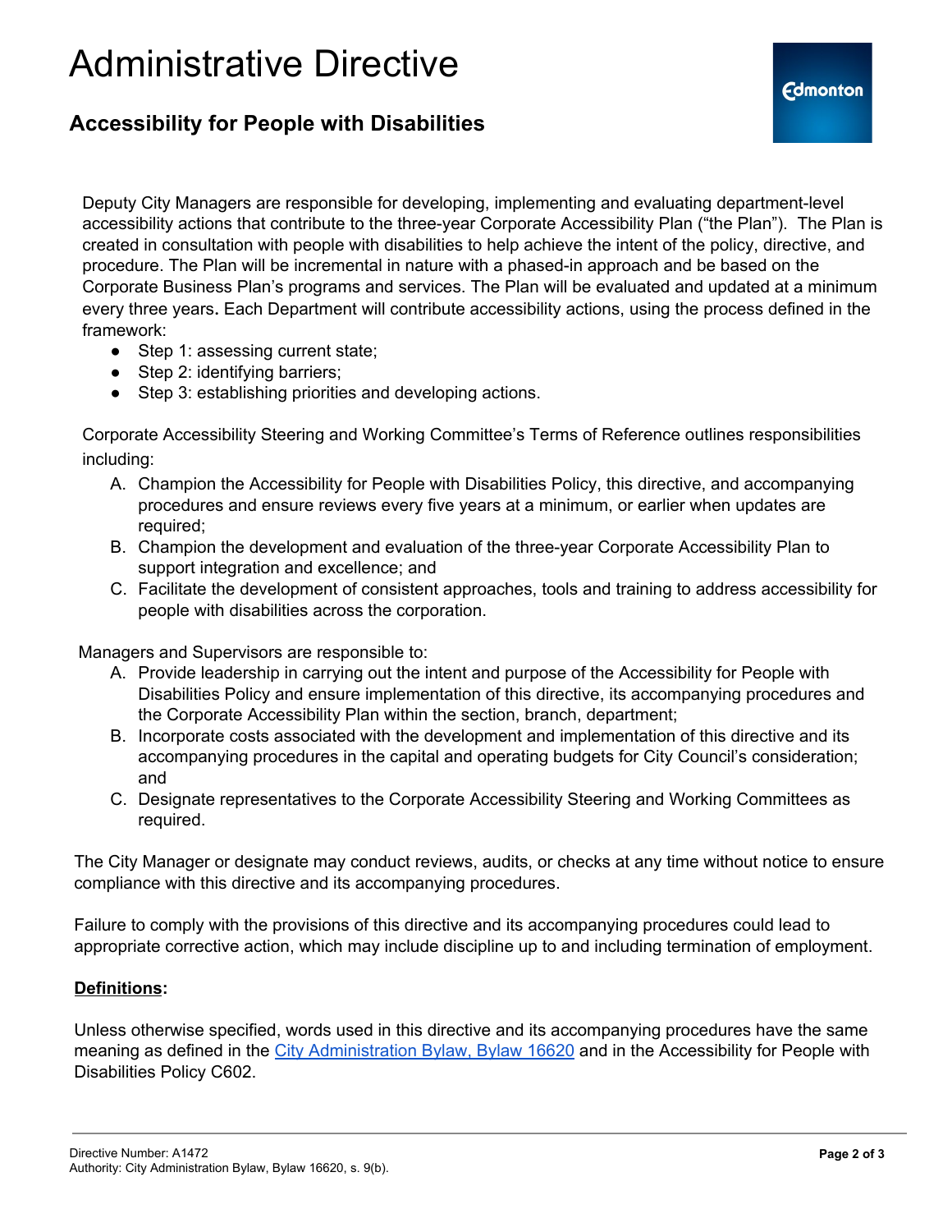Deputy City Managers are responsible for developing, implementing and evaluating department-level accessibility actions that contribute to the three-year Corporate Accessibility Plan ("the Plan"). The Plan is created in consultation with people with disabilities to help achieve the intent of the policy, directive, and procedure. The Plan will be incremental in nature with a phased-in approach and be based on the Corporate Business Plan's programs and services. The Plan will be evaluated and updated at a minimum every three years. Each Department will contribute accessibility actions, using the process defined in the framework:

- Step 1: assessing current state;
- Step 2: identifying barriers;
- Step 3: establishing priorities and developing actions.

Corporate Accessibility Steering and Working Committee's Terms of Reference outlines responsibilities including:

A. Champion the Accessibility for People with Disabilities Policy, this directive, and accompanying procedures and ensure reviews every five years at a minimum, or earlier when updates are required;
B. Champion the development and evaluation of the three-year Corporate Accessibility Plan to support integration and excellence; and
C. Facilitate the development of consistent approaches, tools and training to address accessibility for people with disabilities across the corporation.

Managers and Supervisors are responsible to:

A. Provide leadership in carrying out the intent and purpose of the Accessibility for People with Disabilities Policy and ensure implementation of this directive, its accompanying procedures and the Corporate Accessibility Plan within the section, branch, department;
B. Incorporate costs associated with the development and implementation of this directive and its accompanying procedures in the capital and operating budgets for City Council's consideration; and
C. Designate representatives to the Corporate Accessibility Steering and Working Committees as required.

The City Manager or designate may conduct reviews, audits, or checks at any time without notice to ensure compliance with this directive and its accompanying procedures.

Failure to comply with the provisions of this directive and its accompanying procedures could lead to appropriate corrective action, which may include discipline up to and including termination of employment.

**Definitions:**

Unless otherwise specified, words used in this directive and its accompanying procedures have the same meaning as defined in the City Administration Bylaw, Bylaw 16620 and in the Accessibility for People with Disabilities Policy C602.

Directive Number: A1472
Authority: City Administration Bylaw, Bylaw 16620, s. 9(b).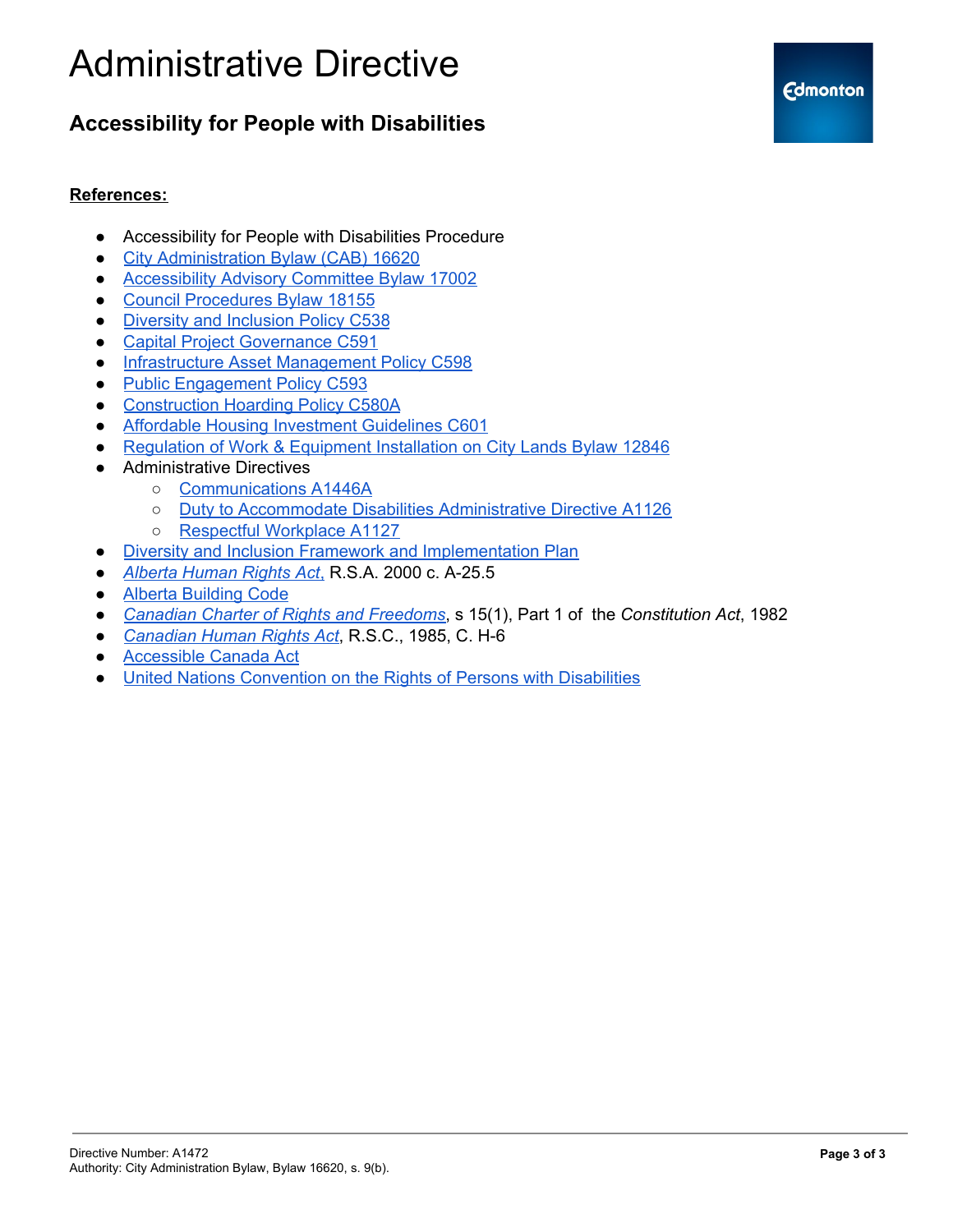# Administrative Directive

## Accessibility for People with Disabilities

**References:**

- Accessibility for People with Disabilities Procedure
- City Administration Bylaw (CAB) 16620
- Accessibility Advisory Committee Bylaw 17002
- Council Procedures Bylaw 18155
- Diversity and Inclusion Policy C538
- Capital Project Governance C591
- Infrastructure Asset Management Policy C598
- Public Engagement Policy C593
- Construction Hoarding Policy C580A
- Affordable Housing Investment Guidelines C601
- Regulation of Work & Equipment Installation on City Lands Bylaw 12846
- Administrative Directives
  - Communications A1446A
  - Duty to Accommodate Disabilities Administrative Directive A1126
  - Respectful Workplace A1127
- Diversity and Inclusion Framework and Implementation Plan
- *Alberta Human Rights Act*, R.S.A. 2000 c. A-25.5
- Alberta Building Code
- *Canadian Charter of Rights and Freedoms*, s 15(1), Part 1 of the *Constitution Act*, 1982
- *Canadian Human Rights Act*, R.S.C., 1985, C. H-6
- Accessible Canada Act
- United Nations Convention on the Rights of Persons with Disabilities

Directive Number: A1472
Authority: City Administration Bylaw, Bylaw 16620, s. 9(b).